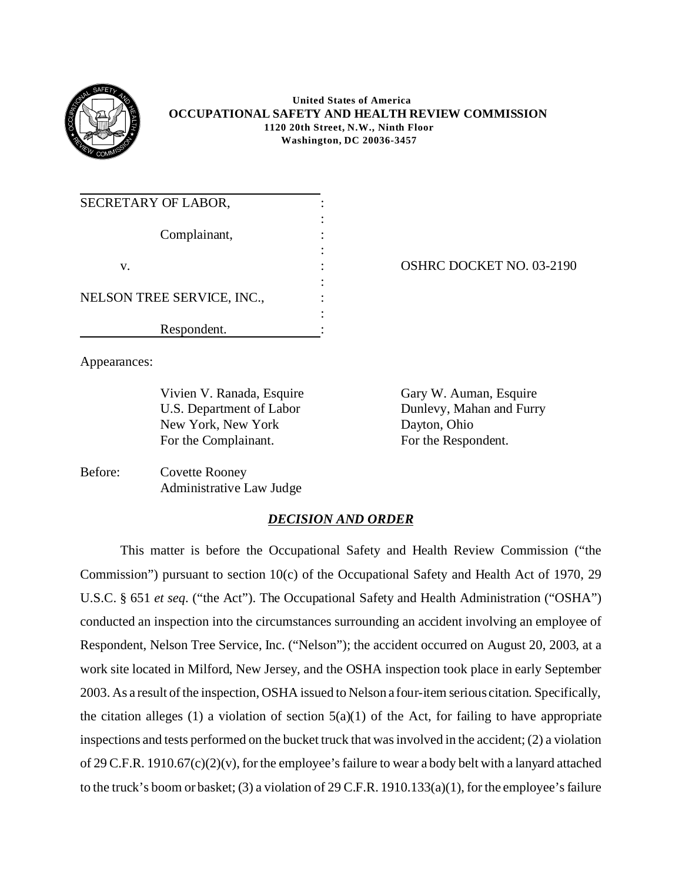**United States of America**
**OCCUPATIONAL SAFETY AND HEALTH REVIEW COMMISSION**
**1120 20th Street, N.W., Ninth Floor**
**Washington, DC 20036-3457**

SECRETARY OF LABOR,

Complainant,

v.

NELSON TREE SERVICE, INC.,

Respondent.

OSHRC DOCKET NO. 03-2190

Appearances:

Vivien V. Ranada, Esquire
U.S. Department of Labor
New York, New York
For the Complainant.

Gary W. Auman, Esquire
Dunlevy, Mahan and Furry
Dayton, Ohio
For the Respondent.

Before: Covette Rooney
Administrative Law Judge

## *DECISION AND ORDER*

This matter is before the Occupational Safety and Health Review Commission ("the Commission") pursuant to section 10(c) of the Occupational Safety and Health Act of 1970, 29 U.S.C. § 651 *et seq*. ("the Act"). The Occupational Safety and Health Administration ("OSHA") conducted an inspection into the circumstances surrounding an accident involving an employee of Respondent, Nelson Tree Service, Inc. ("Nelson"); the accident occurred on August 20, 2003, at a work site located in Milford, New Jersey, and the OSHA inspection took place in early September 2003. As a result of the inspection, OSHA issued to Nelson a four-item serious citation. Specifically, the citation alleges (1) a violation of section 5(a)(1) of the Act, for failing to have appropriate inspections and tests performed on the bucket truck that was involved in the accident; (2) a violation of 29 C.F.R. 1910.67(c)(2)(v), for the employee's failure to wear a body belt with a lanyard attached to the truck's boom or basket; (3) a violation of 29 C.F.R. 1910.133(a)(1), for the employee's failure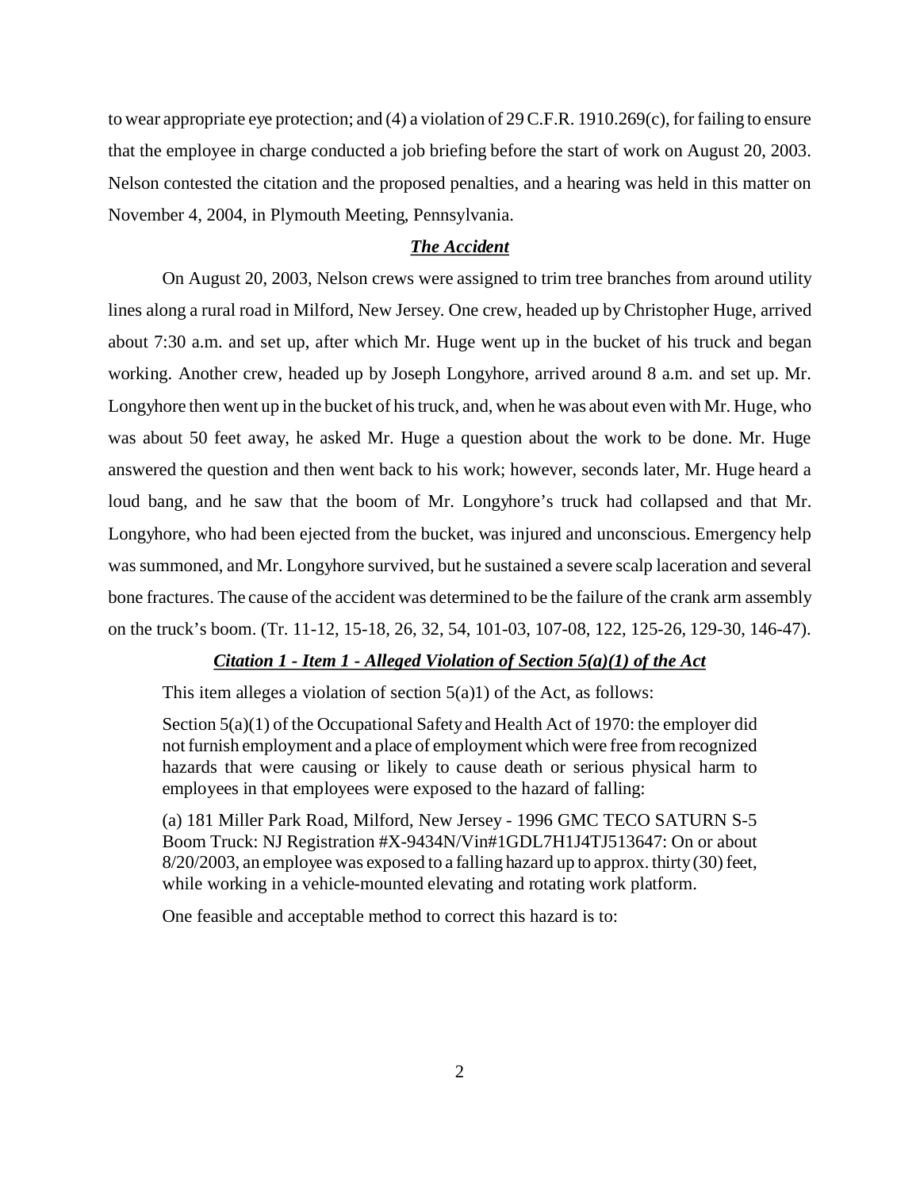to wear appropriate eye protection; and (4) a violation of 29 C.F.R. 1910.269(c), for failing to ensure that the employee in charge conducted a job briefing before the start of work on August 20, 2003. Nelson contested the citation and the proposed penalties, and a hearing was held in this matter on November 4, 2004, in Plymouth Meeting, Pennsylvania.

## ***The Accident***

On August 20, 2003, Nelson crews were assigned to trim tree branches from around utility lines along a rural road in Milford, New Jersey. One crew, headed up by Christopher Huge, arrived about 7:30 a.m. and set up, after which Mr. Huge went up in the bucket of his truck and began working. Another crew, headed up by Joseph Longyhore, arrived around 8 a.m. and set up. Mr. Longyhore then went up in the bucket of his truck, and, when he was about even with Mr. Huge, who was about 50 feet away, he asked Mr. Huge a question about the work to be done. Mr. Huge answered the question and then went back to his work; however, seconds later, Mr. Huge heard a loud bang, and he saw that the boom of Mr. Longyhore's truck had collapsed and that Mr. Longyhore, who had been ejected from the bucket, was injured and unconscious. Emergency help was summoned, and Mr. Longyhore survived, but he sustained a severe scalp laceration and several bone fractures. The cause of the accident was determined to be the failure of the crank arm assembly on the truck's boom. (Tr. 11-12, 15-18, 26, 32, 54, 101-03, 107-08, 122, 125-26, 129-30, 146-47).

## ***Citation 1 - Item 1 - Alleged Violation of Section 5(a)(1) of the Act***

This item alleges a violation of section 5(a)1) of the Act, as follows:

> Section 5(a)(1) of the Occupational Safety and Health Act of 1970: the employer did not furnish employment and a place of employment which were free from recognized hazards that were causing or likely to cause death or serious physical harm to employees in that employees were exposed to the hazard of falling:
>
> (a) 181 Miller Park Road, Milford, New Jersey - 1996 GMC TECO SATURN S-5 Boom Truck: NJ Registration #X-9434N/Vin#1GDL7H1J4TJ513647: On or about 8/20/2003, an employee was exposed to a falling hazard up to approx. thirty (30) feet, while working in a vehicle-mounted elevating and rotating work platform.
>
> One feasible and acceptable method to correct this hazard is to: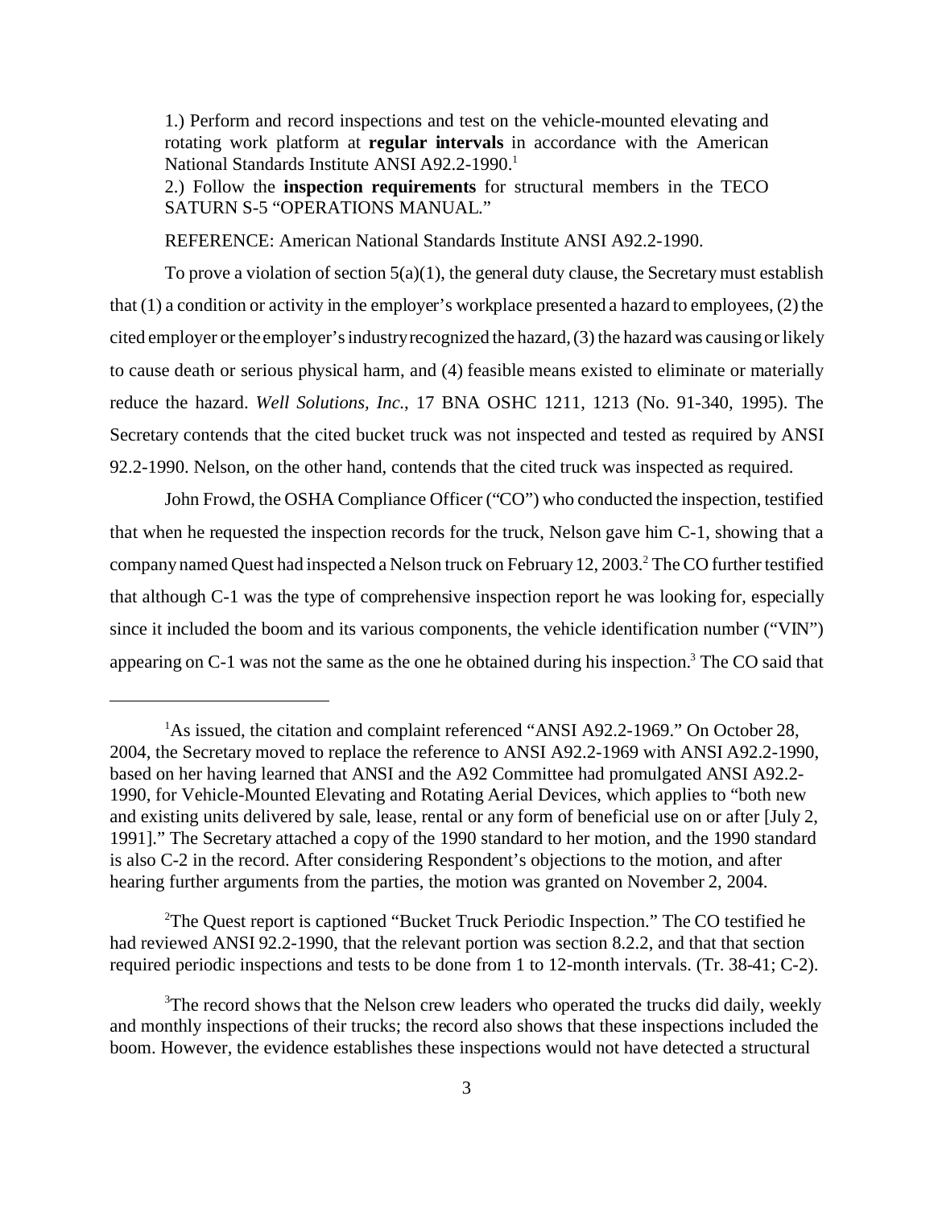1.) Perform and record inspections and test on the vehicle-mounted elevating and rotating work platform at **regular intervals** in accordance with the American National Standards Institute ANSI A92.2-1990.[1]

2.) Follow the **inspection requirements** for structural members in the TECO SATURN S-5 "OPERATIONS MANUAL."

REFERENCE: American National Standards Institute ANSI A92.2-1990.

To prove a violation of section 5(a)(1), the general duty clause, the Secretary must establish that (1) a condition or activity in the employer's workplace presented a hazard to employees, (2) the cited employer or the employer's industry recognized the hazard, (3) the hazard was causing or likely to cause death or serious physical harm, and (4) feasible means existed to eliminate or materially reduce the hazard. *Well Solutions, Inc.*, 17 BNA OSHC 1211, 1213 (No. 91-340, 1995). The Secretary contends that the cited bucket truck was not inspected and tested as required by ANSI 92.2-1990. Nelson, on the other hand, contends that the cited truck was inspected as required.

John Frowd, the OSHA Compliance Officer ("CO") who conducted the inspection, testified that when he requested the inspection records for the truck, Nelson gave him C-1, showing that a company named Quest had inspected a Nelson truck on February 12, 2003.[2] The CO further testified that although C-1 was the type of comprehensive inspection report he was looking for, especially since it included the boom and its various components, the vehicle identification number ("VIN") appearing on C-1 was not the same as the one he obtained during his inspection.[3] The CO said that

---

[1]As issued, the citation and complaint referenced "ANSI A92.2-1969." On October 28, 2004, the Secretary moved to replace the reference to ANSI A92.2-1969 with ANSI A92.2-1990, based on her having learned that ANSI and the A92 Committee had promulgated ANSI A92.2-1990, for Vehicle-Mounted Elevating and Rotating Aerial Devices, which applies to "both new and existing units delivered by sale, lease, rental or any form of beneficial use on or after [July 2, 1991]." The Secretary attached a copy of the 1990 standard to her motion, and the 1990 standard is also C-2 in the record. After considering Respondent's objections to the motion, and after hearing further arguments from the parties, the motion was granted on November 2, 2004.

[2]The Quest report is captioned "Bucket Truck Periodic Inspection." The CO testified he had reviewed ANSI 92.2-1990, that the relevant portion was section 8.2.2, and that that section required periodic inspections and tests to be done from 1 to 12-month intervals. (Tr. 38-41; C-2).

[3]The record shows that the Nelson crew leaders who operated the trucks did daily, weekly and monthly inspections of their trucks; the record also shows that these inspections included the boom. However, the evidence establishes these inspections would not have detected a structural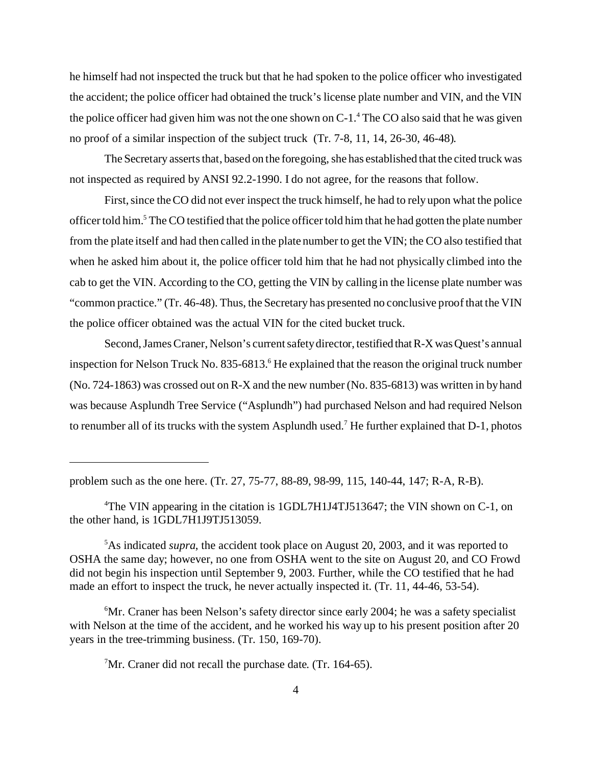he himself had not inspected the truck but that he had spoken to the police officer who investigated the accident; the police officer had obtained the truck's license plate number and VIN, and the VIN the police officer had given him was not the one shown on C-1.[4] The CO also said that he was given no proof of a similar inspection of the subject truck (Tr. 7-8, 11, 14, 26-30, 46-48).

The Secretary asserts that, based on the foregoing, she has established that the cited truck was not inspected as required by ANSI 92.2-1990. I do not agree, for the reasons that follow.

First, since the CO did not ever inspect the truck himself, he had to rely upon what the police officer told him.[5] The CO testified that the police officer told him that he had gotten the plate number from the plate itself and had then called in the plate number to get the VIN; the CO also testified that when he asked him about it, the police officer told him that he had not physically climbed into the cab to get the VIN. According to the CO, getting the VIN by calling in the license plate number was "common practice." (Tr. 46-48). Thus, the Secretary has presented no conclusive proof that the VIN the police officer obtained was the actual VIN for the cited bucket truck.

Second, James Craner, Nelson's current safety director, testified that R-X was Quest's annual inspection for Nelson Truck No. 835-6813.[6] He explained that the reason the original truck number (No. 724-1863) was crossed out on R-X and the new number (No. 835-6813) was written in by hand was because Asplundh Tree Service ("Asplundh") had purchased Nelson and had required Nelson to renumber all of its trucks with the system Asplundh used.[7] He further explained that D-1, photos

---

problem such as the one here. (Tr. 27, 75-77, 88-89, 98-99, 115, 140-44, 147; R-A, R-B).

[4]The VIN appearing in the citation is 1GDL7H1J4TJ513647; the VIN shown on C-1, on the other hand, is 1GDL7H1J9TJ513059.

[5]As indicated *supra*, the accident took place on August 20, 2003, and it was reported to OSHA the same day; however, no one from OSHA went to the site on August 20, and CO Frowd did not begin his inspection until September 9, 2003. Further, while the CO testified that he had made an effort to inspect the truck, he never actually inspected it. (Tr. 11, 44-46, 53-54).

[6]Mr. Craner has been Nelson's safety director since early 2004; he was a safety specialist with Nelson at the time of the accident, and he worked his way up to his present position after 20 years in the tree-trimming business. (Tr. 150, 169-70).

[7]Mr. Craner did not recall the purchase date. (Tr. 164-65).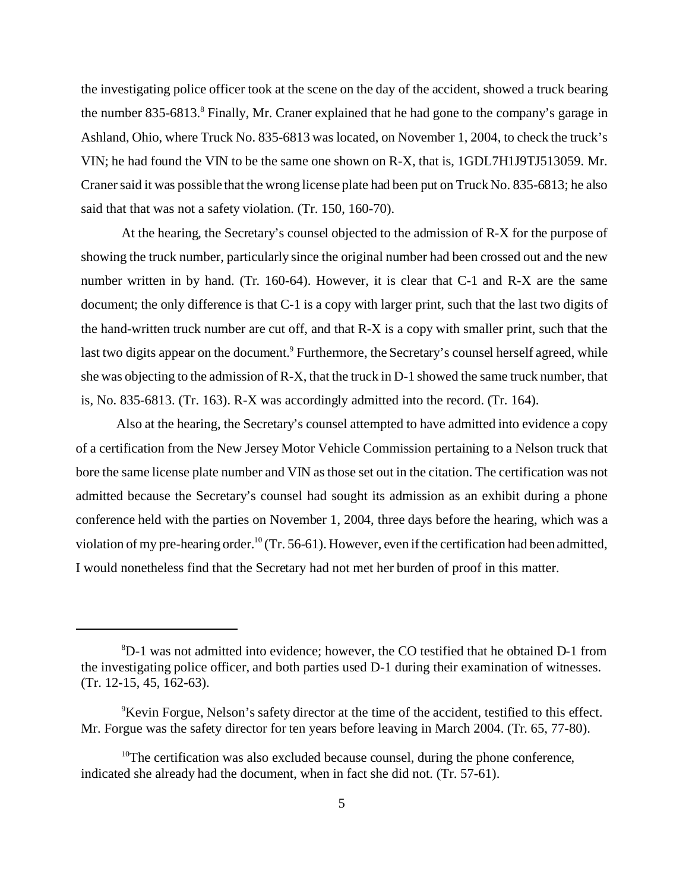the investigating police officer took at the scene on the day of the accident, showed a truck bearing the number 835-6813.[8] Finally, Mr. Craner explained that he had gone to the company's garage in Ashland, Ohio, where Truck No. 835-6813 was located, on November 1, 2004, to check the truck's VIN; he had found the VIN to be the same one shown on R-X, that is, 1GDL7H1J9TJ513059. Mr. Craner said it was possible that the wrong license plate had been put on Truck No. 835-6813; he also said that that was not a safety violation. (Tr. 150, 160-70).

At the hearing, the Secretary's counsel objected to the admission of R-X for the purpose of showing the truck number, particularly since the original number had been crossed out and the new number written in by hand. (Tr. 160-64). However, it is clear that C-1 and R-X are the same document; the only difference is that C-1 is a copy with larger print, such that the last two digits of the hand-written truck number are cut off, and that R-X is a copy with smaller print, such that the last two digits appear on the document.[9] Furthermore, the Secretary's counsel herself agreed, while she was objecting to the admission of R-X, that the truck in D-1 showed the same truck number, that is, No. 835-6813. (Tr. 163). R-X was accordingly admitted into the record. (Tr. 164).

Also at the hearing, the Secretary's counsel attempted to have admitted into evidence a copy of a certification from the New Jersey Motor Vehicle Commission pertaining to a Nelson truck that bore the same license plate number and VIN as those set out in the citation. The certification was not admitted because the Secretary's counsel had sought its admission as an exhibit during a phone conference held with the parties on November 1, 2004, three days before the hearing, which was a violation of my pre-hearing order.[10] (Tr. 56-61). However, even if the certification had been admitted, I would nonetheless find that the Secretary had not met her burden of proof in this matter.

---

[8]D-1 was not admitted into evidence; however, the CO testified that he obtained D-1 from the investigating police officer, and both parties used D-1 during their examination of witnesses. (Tr. 12-15, 45, 162-63).

[9]Kevin Forgue, Nelson's safety director at the time of the accident, testified to this effect. Mr. Forgue was the safety director for ten years before leaving in March 2004. (Tr. 65, 77-80).

[10]The certification was also excluded because counsel, during the phone conference, indicated she already had the document, when in fact she did not. (Tr. 57-61).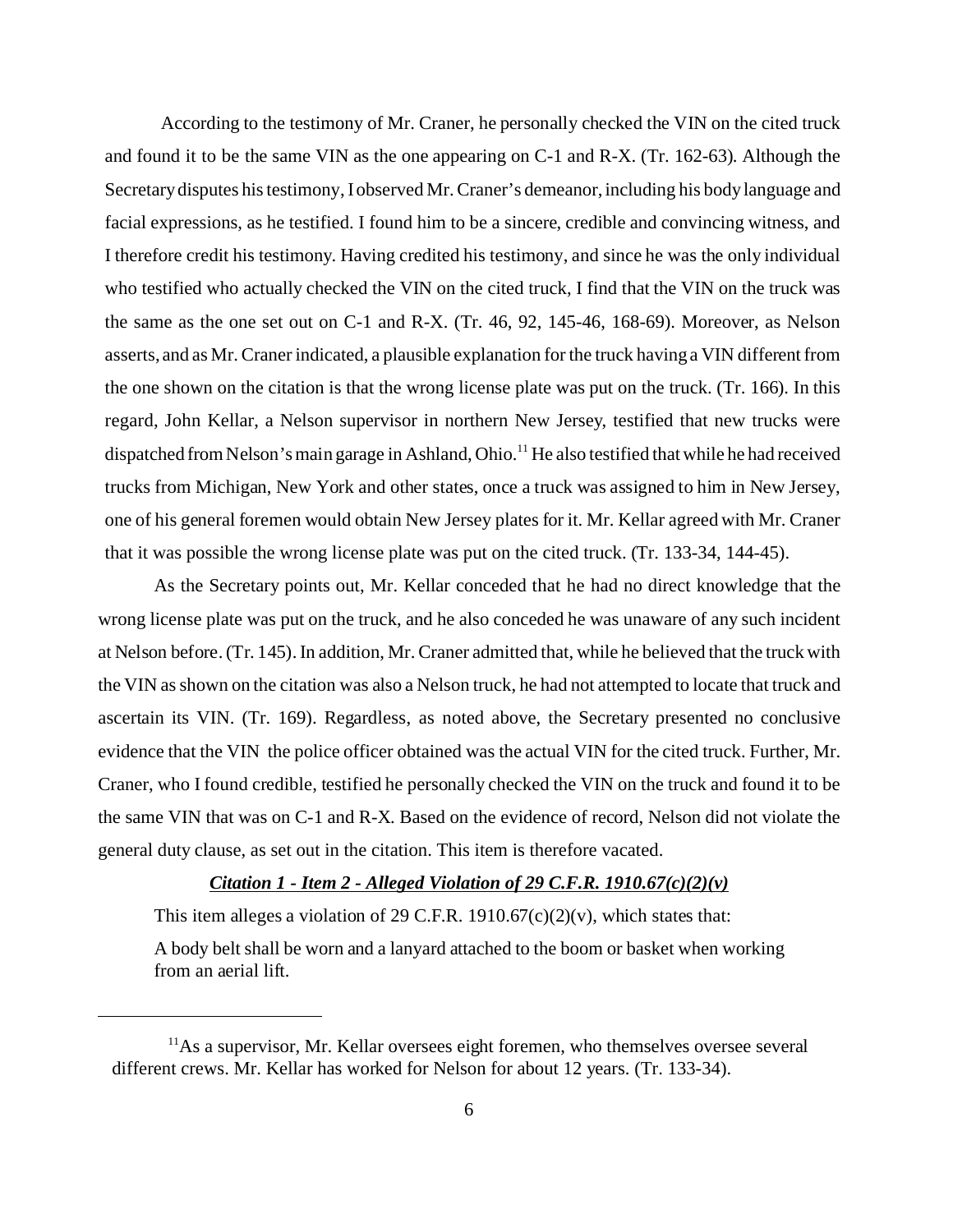According to the testimony of Mr. Craner, he personally checked the VIN on the cited truck and found it to be the same VIN as the one appearing on C-1 and R-X. (Tr. 162-63). Although the Secretary disputes his testimony, I observed Mr. Craner's demeanor, including his body language and facial expressions, as he testified. I found him to be a sincere, credible and convincing witness, and I therefore credit his testimony. Having credited his testimony, and since he was the only individual who testified who actually checked the VIN on the cited truck, I find that the VIN on the truck was the same as the one set out on C-1 and R-X. (Tr. 46, 92, 145-46, 168-69). Moreover, as Nelson asserts, and as Mr. Craner indicated, a plausible explanation for the truck having a VIN different from the one shown on the citation is that the wrong license plate was put on the truck. (Tr. 166). In this regard, John Kellar, a Nelson supervisor in northern New Jersey, testified that new trucks were dispatched from Nelson's main garage in Ashland, Ohio.[11] He also testified that while he had received trucks from Michigan, New York and other states, once a truck was assigned to him in New Jersey, one of his general foremen would obtain New Jersey plates for it. Mr. Kellar agreed with Mr. Craner that it was possible the wrong license plate was put on the cited truck. (Tr. 133-34, 144-45).

As the Secretary points out, Mr. Kellar conceded that he had no direct knowledge that the wrong license plate was put on the truck, and he also conceded he was unaware of any such incident at Nelson before. (Tr. 145). In addition, Mr. Craner admitted that, while he believed that the truck with the VIN as shown on the citation was also a Nelson truck, he had not attempted to locate that truck and ascertain its VIN. (Tr. 169). Regardless, as noted above, the Secretary presented no conclusive evidence that the VIN the police officer obtained was the actual VIN for the cited truck. Further, Mr. Craner, who I found credible, testified he personally checked the VIN on the truck and found it to be the same VIN that was on C-1 and R-X. Based on the evidence of record, Nelson did not violate the general duty clause, as set out in the citation. This item is therefore vacated.

### ***Citation 1 - Item 2 - Alleged Violation of 29 C.F.R. 1910.67(c)(2)(v)***

This item alleges a violation of 29 C.F.R. 1910.67(c)(2)(v), which states that:

> A body belt shall be worn and a lanyard attached to the boom or basket when working from an aerial lift.

---

[11] As a supervisor, Mr. Kellar oversees eight foremen, who themselves oversee several different crews. Mr. Kellar has worked for Nelson for about 12 years. (Tr. 133-34).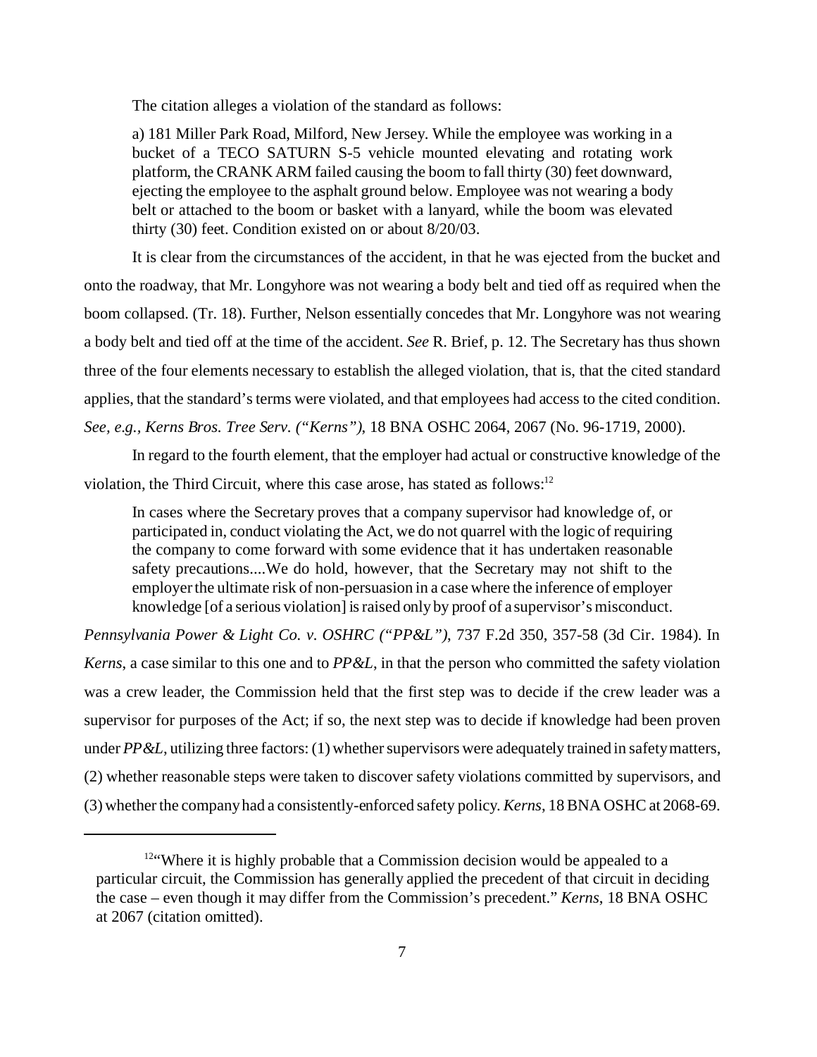The citation alleges a violation of the standard as follows:

> a) 181 Miller Park Road, Milford, New Jersey. While the employee was working in a bucket of a TECO SATURN S-5 vehicle mounted elevating and rotating work platform, the CRANK ARM failed causing the boom to fall thirty (30) feet downward, ejecting the employee to the asphalt ground below. Employee was not wearing a body belt or attached to the boom or basket with a lanyard, while the boom was elevated thirty (30) feet. Condition existed on or about 8/20/03.

It is clear from the circumstances of the accident, in that he was ejected from the bucket and onto the roadway, that Mr. Longyhore was not wearing a body belt and tied off as required when the boom collapsed. (Tr. 18). Further, Nelson essentially concedes that Mr. Longyhore was not wearing a body belt and tied off at the time of the accident. *See* R. Brief, p. 12. The Secretary has thus shown three of the four elements necessary to establish the alleged violation, that is, that the cited standard applies, that the standard's terms were violated, and that employees had access to the cited condition. *See, e.g., Kerns Bros. Tree Serv. ("Kerns")*, 18 BNA OSHC 2064, 2067 (No. 96-1719, 2000).

In regard to the fourth element, that the employer had actual or constructive knowledge of the violation, the Third Circuit, where this case arose, has stated as follows:[12]

> In cases where the Secretary proves that a company supervisor had knowledge of, or participated in, conduct violating the Act, we do not quarrel with the logic of requiring the company to come forward with some evidence that it has undertaken reasonable safety precautions....We do hold, however, that the Secretary may not shift to the employer the ultimate risk of non-persuasion in a case where the inference of employer knowledge [of a serious violation] is raised only by proof of a supervisor's misconduct.

*Pennsylvania Power & Light Co. v. OSHRC ("PP&L")*, 737 F.2d 350, 357-58 (3d Cir. 1984). In *Kerns*, a case similar to this one and to *PP&L*, in that the person who committed the safety violation was a crew leader, the Commission held that the first step was to decide if the crew leader was a supervisor for purposes of the Act; if so, the next step was to decide if knowledge had been proven under *PP&L*, utilizing three factors: (1) whether supervisors were adequately trained in safety matters, (2) whether reasonable steps were taken to discover safety violations committed by supervisors, and (3) whether the company had a consistently-enforced safety policy. *Kerns*, 18 BNA OSHC at 2068-69.

---

[12] "Where it is highly probable that a Commission decision would be appealed to a particular circuit, the Commission has generally applied the precedent of that circuit in deciding the case – even though it may differ from the Commission's precedent." *Kerns*, 18 BNA OSHC at 2067 (citation omitted).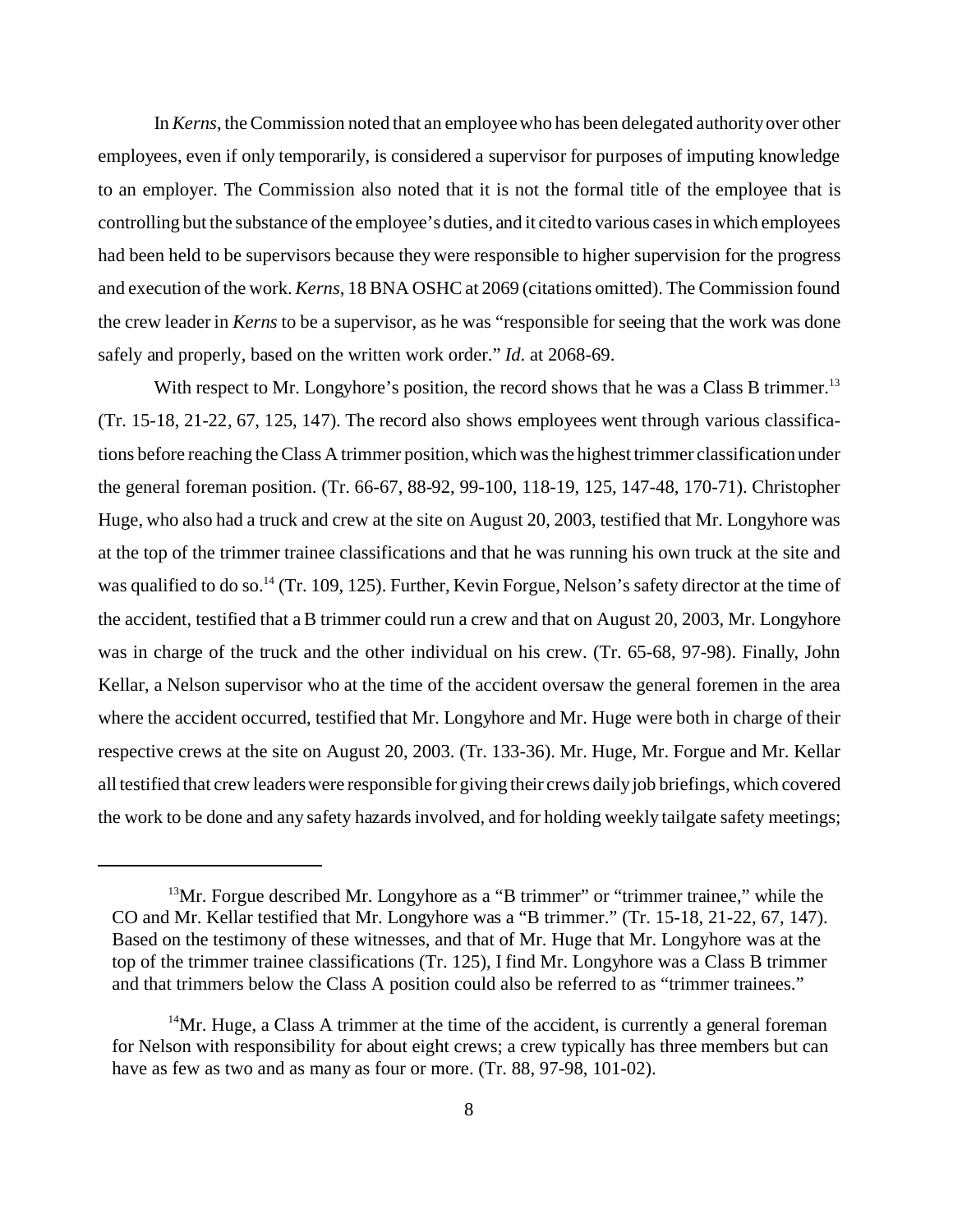In *Kerns*, the Commission noted that an employee who has been delegated authority over other employees, even if only temporarily, is considered a supervisor for purposes of imputing knowledge to an employer. The Commission also noted that it is not the formal title of the employee that is controlling but the substance of the employee's duties, and it cited to various cases in which employees had been held to be supervisors because they were responsible to higher supervision for the progress and execution of the work. *Kerns*, 18 BNA OSHC at 2069 (citations omitted). The Commission found the crew leader in *Kerns* to be a supervisor, as he was "responsible for seeing that the work was done safely and properly, based on the written work order." *Id.* at 2068-69.

With respect to Mr. Longyhore's position, the record shows that he was a Class B trimmer.[13] (Tr. 15-18, 21-22, 67, 125, 147). The record also shows employees went through various classifications before reaching the Class A trimmer position, which was the highest trimmer classification under the general foreman position. (Tr. 66-67, 88-92, 99-100, 118-19, 125, 147-48, 170-71). Christopher Huge, who also had a truck and crew at the site on August 20, 2003, testified that Mr. Longyhore was at the top of the trimmer trainee classifications and that he was running his own truck at the site and was qualified to do so.[14] (Tr. 109, 125). Further, Kevin Forgue, Nelson's safety director at the time of the accident, testified that a B trimmer could run a crew and that on August 20, 2003, Mr. Longyhore was in charge of the truck and the other individual on his crew. (Tr. 65-68, 97-98). Finally, John Kellar, a Nelson supervisor who at the time of the accident oversaw the general foremen in the area where the accident occurred, testified that Mr. Longyhore and Mr. Huge were both in charge of their respective crews at the site on August 20, 2003. (Tr. 133-36). Mr. Huge, Mr. Forgue and Mr. Kellar all testified that crew leaders were responsible for giving their crews daily job briefings, which covered the work to be done and any safety hazards involved, and for holding weekly tailgate safety meetings;

---

[13] Mr. Forgue described Mr. Longyhore as a "B trimmer" or "trimmer trainee," while the CO and Mr. Kellar testified that Mr. Longyhore was a "B trimmer." (Tr. 15-18, 21-22, 67, 147). Based on the testimony of these witnesses, and that of Mr. Huge that Mr. Longyhore was at the top of the trimmer trainee classifications (Tr. 125), I find Mr. Longyhore was a Class B trimmer and that trimmers below the Class A position could also be referred to as "trimmer trainees."

[14] Mr. Huge, a Class A trimmer at the time of the accident, is currently a general foreman for Nelson with responsibility for about eight crews; a crew typically has three members but can have as few as two and as many as four or more. (Tr. 88, 97-98, 101-02).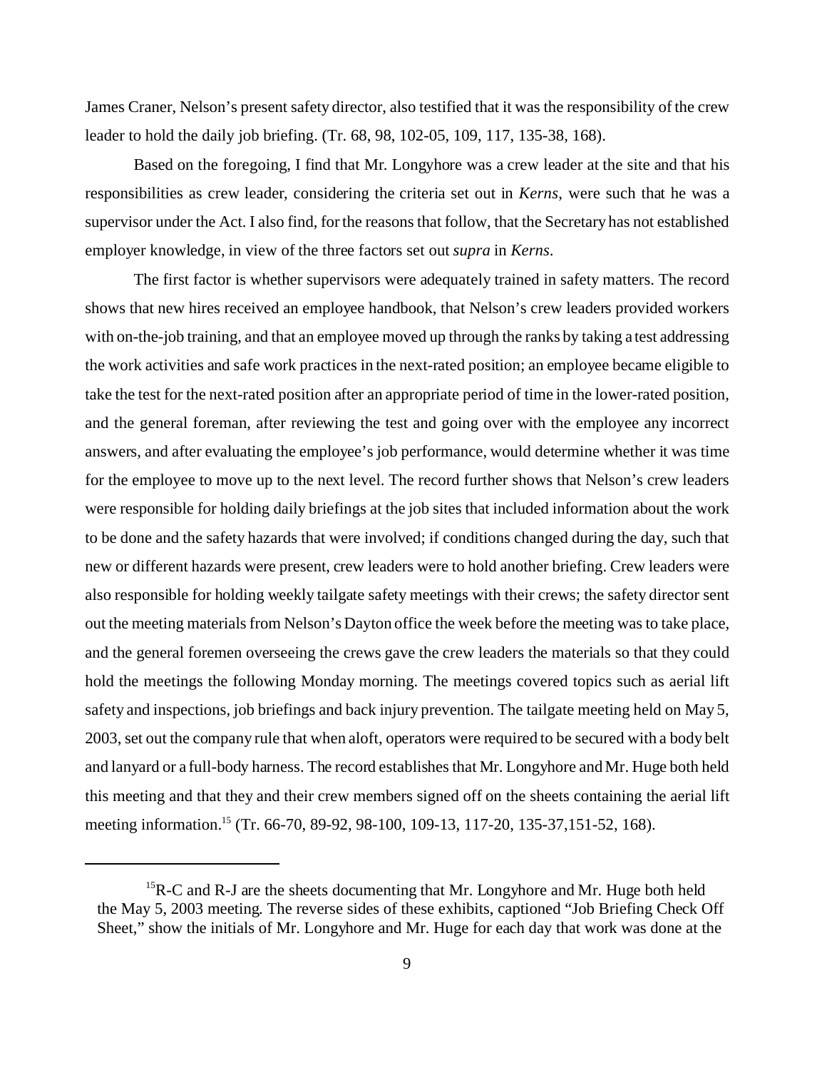James Craner, Nelson's present safety director, also testified that it was the responsibility of the crew leader to hold the daily job briefing. (Tr. 68, 98, 102-05, 109, 117, 135-38, 168).

Based on the foregoing, I find that Mr. Longyhore was a crew leader at the site and that his responsibilities as crew leader, considering the criteria set out in *Kerns*, were such that he was a supervisor under the Act. I also find, for the reasons that follow, that the Secretary has not established employer knowledge, in view of the three factors set out *supra* in *Kerns*.

The first factor is whether supervisors were adequately trained in safety matters. The record shows that new hires received an employee handbook, that Nelson's crew leaders provided workers with on-the-job training, and that an employee moved up through the ranks by taking a test addressing the work activities and safe work practices in the next-rated position; an employee became eligible to take the test for the next-rated position after an appropriate period of time in the lower-rated position, and the general foreman, after reviewing the test and going over with the employee any incorrect answers, and after evaluating the employee's job performance, would determine whether it was time for the employee to move up to the next level. The record further shows that Nelson's crew leaders were responsible for holding daily briefings at the job sites that included information about the work to be done and the safety hazards that were involved; if conditions changed during the day, such that new or different hazards were present, crew leaders were to hold another briefing. Crew leaders were also responsible for holding weekly tailgate safety meetings with their crews; the safety director sent out the meeting materials from Nelson's Dayton office the week before the meeting was to take place, and the general foremen overseeing the crews gave the crew leaders the materials so that they could hold the meetings the following Monday morning. The meetings covered topics such as aerial lift safety and inspections, job briefings and back injury prevention. The tailgate meeting held on May 5, 2003, set out the company rule that when aloft, operators were required to be secured with a body belt and lanyard or a full-body harness. The record establishes that Mr. Longyhore and Mr. Huge both held this meeting and that they and their crew members signed off on the sheets containing the aerial lift meeting information.[15] (Tr. 66-70, 89-92, 98-100, 109-13, 117-20, 135-37,151-52, 168).

---

[15]R-C and R-J are the sheets documenting that Mr. Longyhore and Mr. Huge both held the May 5, 2003 meeting. The reverse sides of these exhibits, captioned "Job Briefing Check Off Sheet," show the initials of Mr. Longyhore and Mr. Huge for each day that work was done at the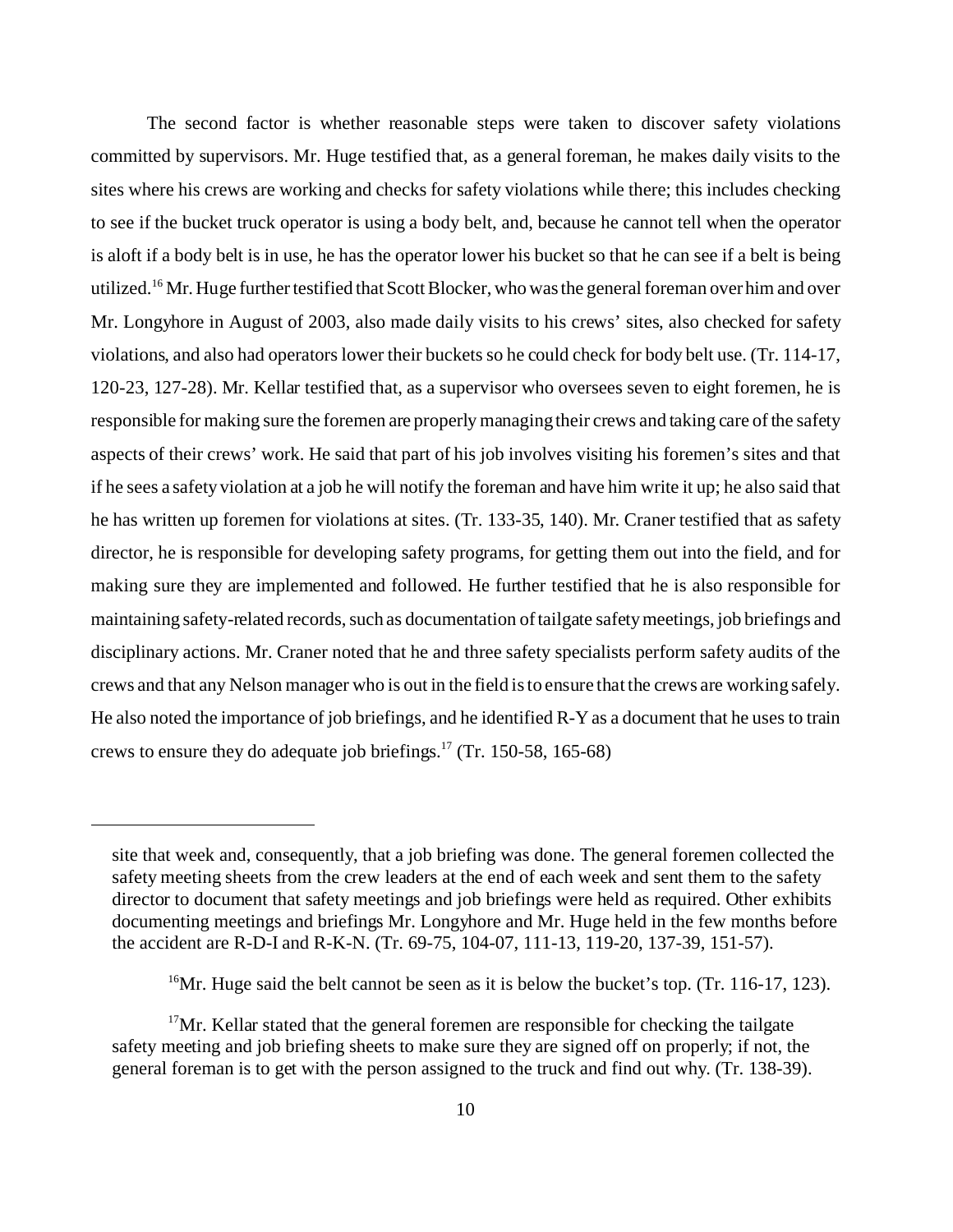The second factor is whether reasonable steps were taken to discover safety violations committed by supervisors. Mr. Huge testified that, as a general foreman, he makes daily visits to the sites where his crews are working and checks for safety violations while there; this includes checking to see if the bucket truck operator is using a body belt, and, because he cannot tell when the operator is aloft if a body belt is in use, he has the operator lower his bucket so that he can see if a belt is being utilized.[16] Mr. Huge further testified that Scott Blocker, who was the general foreman over him and over Mr. Longyhore in August of 2003, also made daily visits to his crews' sites, also checked for safety violations, and also had operators lower their buckets so he could check for body belt use. (Tr. 114-17, 120-23, 127-28). Mr. Kellar testified that, as a supervisor who oversees seven to eight foremen, he is responsible for making sure the foremen are properly managing their crews and taking care of the safety aspects of their crews' work. He said that part of his job involves visiting his foremen's sites and that if he sees a safety violation at a job he will notify the foreman and have him write it up; he also said that he has written up foremen for violations at sites. (Tr. 133-35, 140). Mr. Craner testified that as safety director, he is responsible for developing safety programs, for getting them out into the field, and for making sure they are implemented and followed. He further testified that he is also responsible for maintaining safety-related records, such as documentation of tailgate safety meetings, job briefings and disciplinary actions. Mr. Craner noted that he and three safety specialists perform safety audits of the crews and that any Nelson manager who is out in the field is to ensure that the crews are working safely. He also noted the importance of job briefings, and he identified R-Y as a document that he uses to train crews to ensure they do adequate job briefings.[17] (Tr. 150-58, 165-68)

---

site that week and, consequently, that a job briefing was done. The general foremen collected the safety meeting sheets from the crew leaders at the end of each week and sent them to the safety director to document that safety meetings and job briefings were held as required. Other exhibits documenting meetings and briefings Mr. Longyhore and Mr. Huge held in the few months before the accident are R-D-I and R-K-N. (Tr. 69-75, 104-07, 111-13, 119-20, 137-39, 151-57).

[16] Mr. Huge said the belt cannot be seen as it is below the bucket's top. (Tr. 116-17, 123).

[17] Mr. Kellar stated that the general foremen are responsible for checking the tailgate safety meeting and job briefing sheets to make sure they are signed off on properly; if not, the general foreman is to get with the person assigned to the truck and find out why. (Tr. 138-39).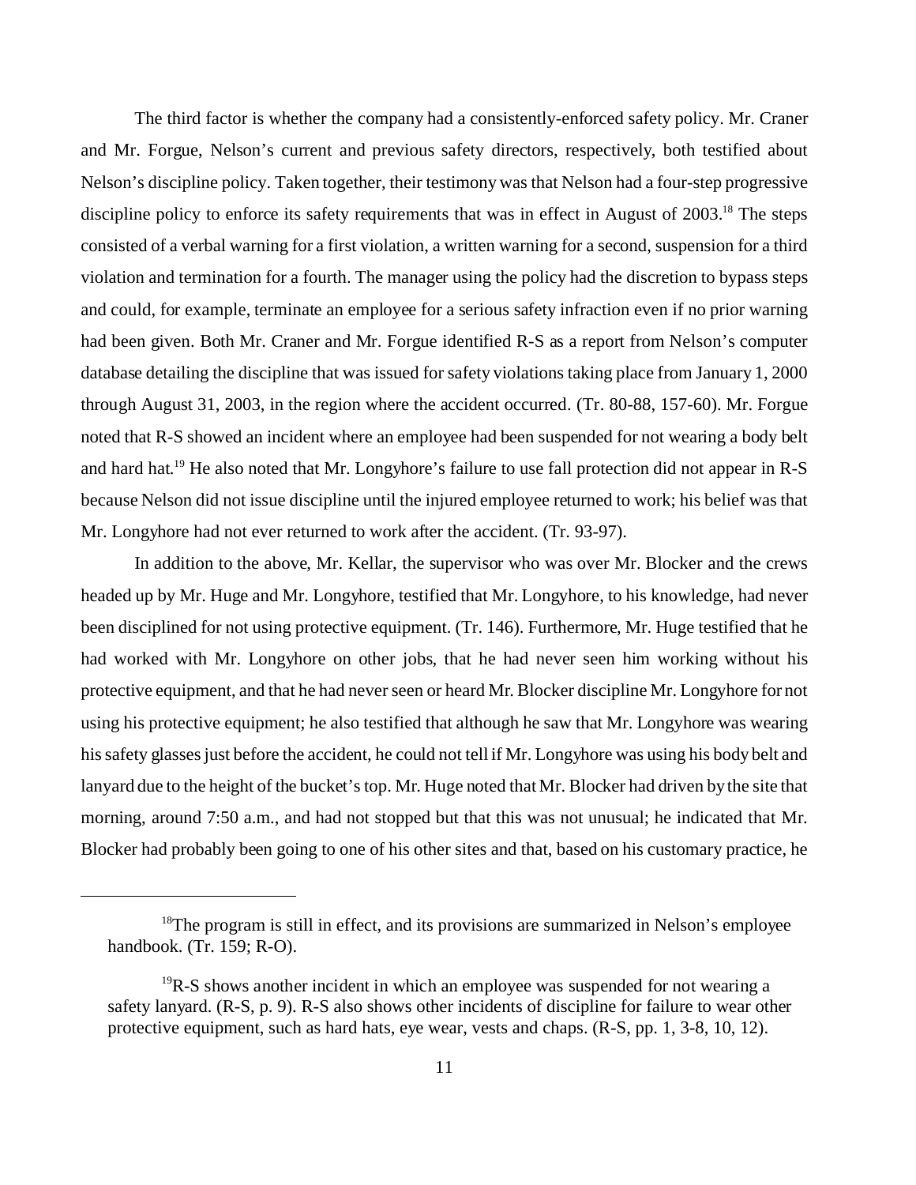The third factor is whether the company had a consistently-enforced safety policy. Mr. Craner and Mr. Forgue, Nelson's current and previous safety directors, respectively, both testified about Nelson's discipline policy. Taken together, their testimony was that Nelson had a four-step progressive discipline policy to enforce its safety requirements that was in effect in August of 2003.[18] The steps consisted of a verbal warning for a first violation, a written warning for a second, suspension for a third violation and termination for a fourth. The manager using the policy had the discretion to bypass steps and could, for example, terminate an employee for a serious safety infraction even if no prior warning had been given. Both Mr. Craner and Mr. Forgue identified R-S as a report from Nelson's computer database detailing the discipline that was issued for safety violations taking place from January 1, 2000 through August 31, 2003, in the region where the accident occurred. (Tr. 80-88, 157-60). Mr. Forgue noted that R-S showed an incident where an employee had been suspended for not wearing a body belt and hard hat.[19] He also noted that Mr. Longyhore's failure to use fall protection did not appear in R-S because Nelson did not issue discipline until the injured employee returned to work; his belief was that Mr. Longyhore had not ever returned to work after the accident. (Tr. 93-97).

In addition to the above, Mr. Kellar, the supervisor who was over Mr. Blocker and the crews headed up by Mr. Huge and Mr. Longyhore, testified that Mr. Longyhore, to his knowledge, had never been disciplined for not using protective equipment. (Tr. 146). Furthermore, Mr. Huge testified that he had worked with Mr. Longyhore on other jobs, that he had never seen him working without his protective equipment, and that he had never seen or heard Mr. Blocker discipline Mr. Longyhore for not using his protective equipment; he also testified that although he saw that Mr. Longyhore was wearing his safety glasses just before the accident, he could not tell if Mr. Longyhore was using his body belt and lanyard due to the height of the bucket's top. Mr. Huge noted that Mr. Blocker had driven by the site that morning, around 7:50 a.m., and had not stopped but that this was not unusual; he indicated that Mr. Blocker had probably been going to one of his other sites and that, based on his customary practice, he

---

[18] The program is still in effect, and its provisions are summarized in Nelson's employee handbook. (Tr. 159; R-O).

[19] R-S shows another incident in which an employee was suspended for not wearing a safety lanyard. (R-S, p. 9). R-S also shows other incidents of discipline for failure to wear other protective equipment, such as hard hats, eye wear, vests and chaps. (R-S, pp. 1, 3-8, 10, 12).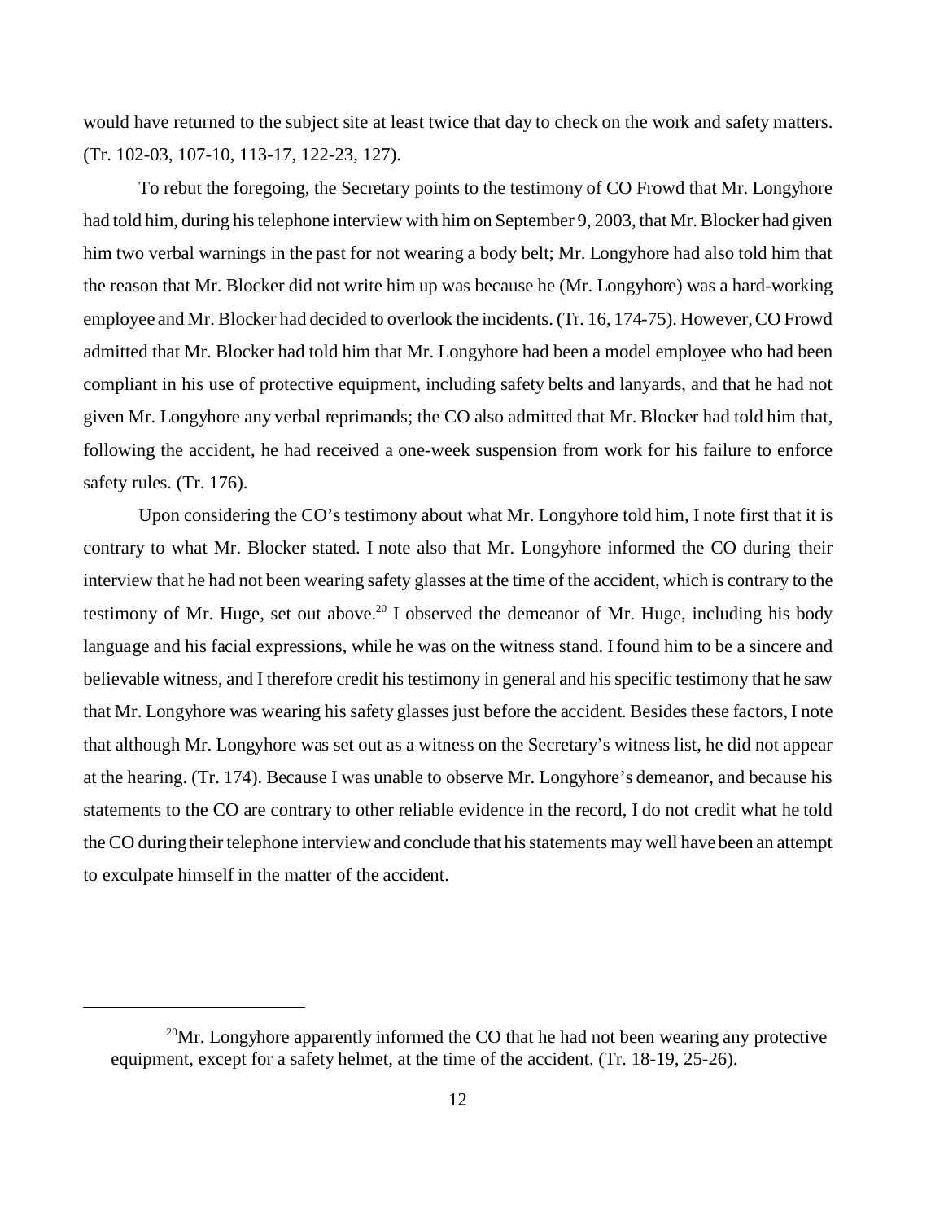would have returned to the subject site at least twice that day to check on the work and safety matters. (Tr. 102-03, 107-10, 113-17, 122-23, 127).

To rebut the foregoing, the Secretary points to the testimony of CO Frowd that Mr. Longyhore had told him, during his telephone interview with him on September 9, 2003, that Mr. Blocker had given him two verbal warnings in the past for not wearing a body belt; Mr. Longyhore had also told him that the reason that Mr. Blocker did not write him up was because he (Mr. Longyhore) was a hard-working employee and Mr. Blocker had decided to overlook the incidents. (Tr. 16, 174-75). However, CO Frowd admitted that Mr. Blocker had told him that Mr. Longyhore had been a model employee who had been compliant in his use of protective equipment, including safety belts and lanyards, and that he had not given Mr. Longyhore any verbal reprimands; the CO also admitted that Mr. Blocker had told him that, following the accident, he had received a one-week suspension from work for his failure to enforce safety rules. (Tr. 176).

Upon considering the CO's testimony about what Mr. Longyhore told him, I note first that it is contrary to what Mr. Blocker stated. I note also that Mr. Longyhore informed the CO during their interview that he had not been wearing safety glasses at the time of the accident, which is contrary to the testimony of Mr. Huge, set out above.[20] I observed the demeanor of Mr. Huge, including his body language and his facial expressions, while he was on the witness stand. I found him to be a sincere and believable witness, and I therefore credit his testimony in general and his specific testimony that he saw that Mr. Longyhore was wearing his safety glasses just before the accident. Besides these factors, I note that although Mr. Longyhore was set out as a witness on the Secretary's witness list, he did not appear at the hearing. (Tr. 174). Because I was unable to observe Mr. Longyhore's demeanor, and because his statements to the CO are contrary to other reliable evidence in the record, I do not credit what he told the CO during their telephone interview and conclude that his statements may well have been an attempt to exculpate himself in the matter of the accident.

---

[20] Mr. Longyhore apparently informed the CO that he had not been wearing any protective equipment, except for a safety helmet, at the time of the accident. (Tr. 18-19, 25-26).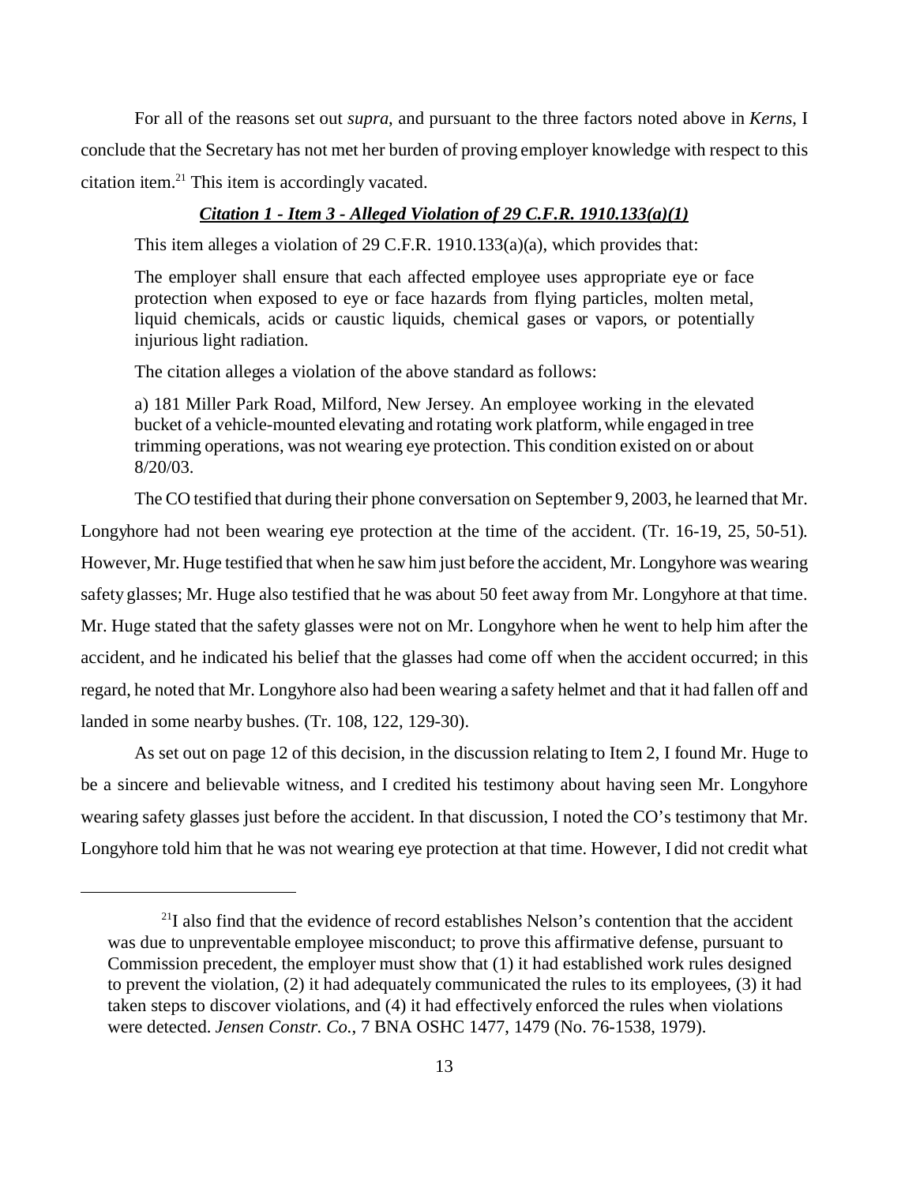For all of the reasons set out *supra*, and pursuant to the three factors noted above in *Kerns*, I conclude that the Secretary has not met her burden of proving employer knowledge with respect to this citation item.[21] This item is accordingly vacated.

### *Citation 1 - Item 3 - Alleged Violation of 29 C.F.R. 1910.133(a)(1)*

This item alleges a violation of 29 C.F.R. 1910.133(a)(a), which provides that:

> The employer shall ensure that each affected employee uses appropriate eye or face protection when exposed to eye or face hazards from flying particles, molten metal, liquid chemicals, acids or caustic liquids, chemical gases or vapors, or potentially injurious light radiation.

The citation alleges a violation of the above standard as follows:

> a) 181 Miller Park Road, Milford, New Jersey. An employee working in the elevated bucket of a vehicle-mounted elevating and rotating work platform, while engaged in tree trimming operations, was not wearing eye protection. This condition existed on or about 8/20/03.

The CO testified that during their phone conversation on September 9, 2003, he learned that Mr. Longyhore had not been wearing eye protection at the time of the accident. (Tr. 16-19, 25, 50-51). However, Mr. Huge testified that when he saw him just before the accident, Mr. Longyhore was wearing safety glasses; Mr. Huge also testified that he was about 50 feet away from Mr. Longyhore at that time. Mr. Huge stated that the safety glasses were not on Mr. Longyhore when he went to help him after the accident, and he indicated his belief that the glasses had come off when the accident occurred; in this regard, he noted that Mr. Longyhore also had been wearing a safety helmet and that it had fallen off and landed in some nearby bushes. (Tr. 108, 122, 129-30).

As set out on page 12 of this decision, in the discussion relating to Item 2, I found Mr. Huge to be a sincere and believable witness, and I credited his testimony about having seen Mr. Longyhore wearing safety glasses just before the accident. In that discussion, I noted the CO's testimony that Mr. Longyhore told him that he was not wearing eye protection at that time. However, I did not credit what

---

[21] I also find that the evidence of record establishes Nelson's contention that the accident was due to unpreventable employee misconduct; to prove this affirmative defense, pursuant to Commission precedent, the employer must show that (1) it had established work rules designed to prevent the violation, (2) it had adequately communicated the rules to its employees, (3) it had taken steps to discover violations, and (4) it had effectively enforced the rules when violations were detected. *Jensen Constr. Co.*, 7 BNA OSHC 1477, 1479 (No. 76-1538, 1979).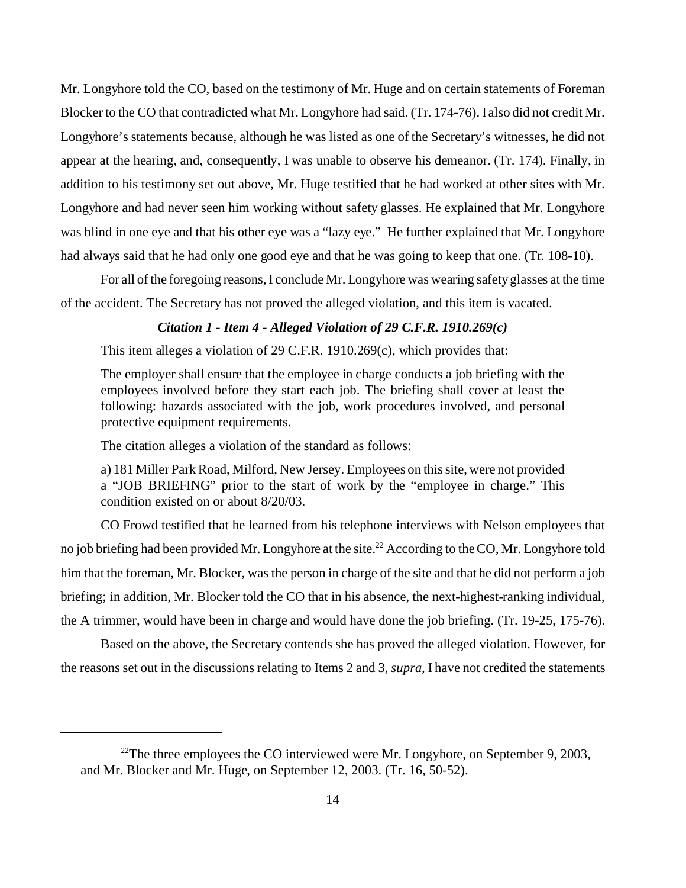Mr. Longyhore told the CO, based on the testimony of Mr. Huge and on certain statements of Foreman Blocker to the CO that contradicted what Mr. Longyhore had said. (Tr. 174-76). I also did not credit Mr. Longyhore's statements because, although he was listed as one of the Secretary's witnesses, he did not appear at the hearing, and, consequently, I was unable to observe his demeanor. (Tr. 174). Finally, in addition to his testimony set out above, Mr. Huge testified that he had worked at other sites with Mr. Longyhore and had never seen him working without safety glasses. He explained that Mr. Longyhore was blind in one eye and that his other eye was a "lazy eye." He further explained that Mr. Longyhore had always said that he had only one good eye and that he was going to keep that one. (Tr. 108-10).

For all of the foregoing reasons, I conclude Mr. Longyhore was wearing safety glasses at the time of the accident. The Secretary has not proved the alleged violation, and this item is vacated.

***Citation 1 - Item 4 - Alleged Violation of 29 C.F.R. 1910.269(c)***

This item alleges a violation of 29 C.F.R. 1910.269(c), which provides that:

> The employer shall ensure that the employee in charge conducts a job briefing with the employees involved before they start each job. The briefing shall cover at least the following: hazards associated with the job, work procedures involved, and personal protective equipment requirements.

The citation alleges a violation of the standard as follows:

> a) 181 Miller Park Road, Milford, New Jersey. Employees on this site, were not provided a "JOB BRIEFING" prior to the start of work by the "employee in charge." This condition existed on or about 8/20/03.

CO Frowd testified that he learned from his telephone interviews with Nelson employees that no job briefing had been provided Mr. Longyhore at the site.[22] According to the CO, Mr. Longyhore told him that the foreman, Mr. Blocker, was the person in charge of the site and that he did not perform a job briefing; in addition, Mr. Blocker told the CO that in his absence, the next-highest-ranking individual, the A trimmer, would have been in charge and would have done the job briefing. (Tr. 19-25, 175-76).

Based on the above, the Secretary contends she has proved the alleged violation. However, for the reasons set out in the discussions relating to Items 2 and 3, *supra*, I have not credited the statements

---

[22] The three employees the CO interviewed were Mr. Longyhore, on September 9, 2003, and Mr. Blocker and Mr. Huge, on September 12, 2003. (Tr. 16, 50-52).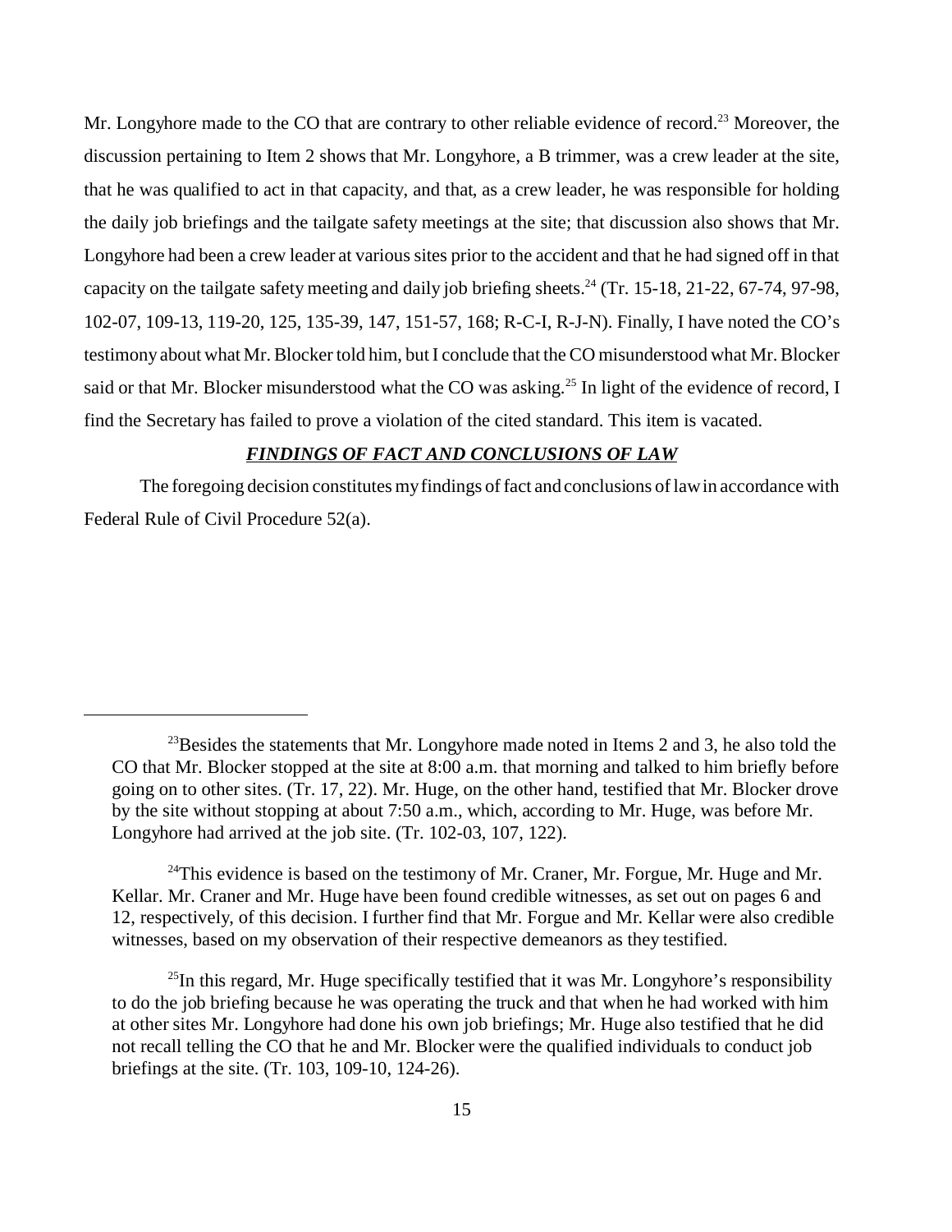Mr. Longyhore made to the CO that are contrary to other reliable evidence of record.[23] Moreover, the discussion pertaining to Item 2 shows that Mr. Longyhore, a B trimmer, was a crew leader at the site, that he was qualified to act in that capacity, and that, as a crew leader, he was responsible for holding the daily job briefings and the tailgate safety meetings at the site; that discussion also shows that Mr. Longyhore had been a crew leader at various sites prior to the accident and that he had signed off in that capacity on the tailgate safety meeting and daily job briefing sheets.[24] (Tr. 15-18, 21-22, 67-74, 97-98, 102-07, 109-13, 119-20, 125, 135-39, 147, 151-57, 168; R-C-I, R-J-N). Finally, I have noted the CO's testimony about what Mr. Blocker told him, but I conclude that the CO misunderstood what Mr. Blocker said or that Mr. Blocker misunderstood what the CO was asking.[25] In light of the evidence of record, I find the Secretary has failed to prove a violation of the cited standard. This item is vacated.

## ***FINDINGS OF FACT AND CONCLUSIONS OF LAW***

The foregoing decision constitutes my findings of fact and conclusions of law in accordance with Federal Rule of Civil Procedure 52(a).

---

[23]Besides the statements that Mr. Longyhore made noted in Items 2 and 3, he also told the CO that Mr. Blocker stopped at the site at 8:00 a.m. that morning and talked to him briefly before going on to other sites. (Tr. 17, 22). Mr. Huge, on the other hand, testified that Mr. Blocker drove by the site without stopping at about 7:50 a.m., which, according to Mr. Huge, was before Mr. Longyhore had arrived at the job site. (Tr. 102-03, 107, 122).

[24]This evidence is based on the testimony of Mr. Craner, Mr. Forgue, Mr. Huge and Mr. Kellar. Mr. Craner and Mr. Huge have been found credible witnesses, as set out on pages 6 and 12, respectively, of this decision. I further find that Mr. Forgue and Mr. Kellar were also credible witnesses, based on my observation of their respective demeanors as they testified.

[25]In this regard, Mr. Huge specifically testified that it was Mr. Longyhore's responsibility to do the job briefing because he was operating the truck and that when he had worked with him at other sites Mr. Longyhore had done his own job briefings; Mr. Huge also testified that he did not recall telling the CO that he and Mr. Blocker were the qualified individuals to conduct job briefings at the site. (Tr. 103, 109-10, 124-26).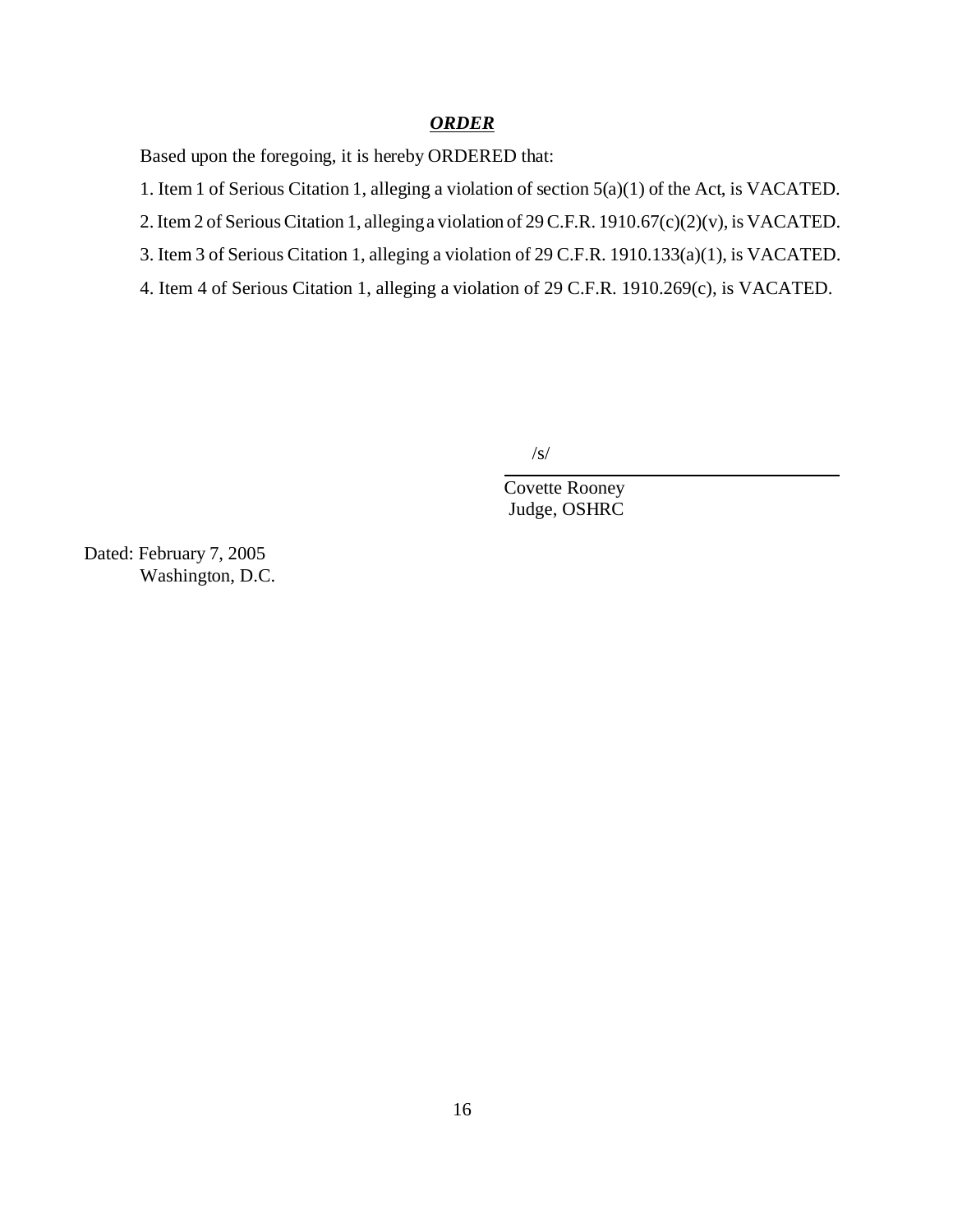## ***ORDER***

Based upon the foregoing, it is hereby ORDERED that:

1. Item 1 of Serious Citation 1, alleging a violation of section 5(a)(1) of the Act, is VACATED.

2. Item 2 of Serious Citation 1, alleging a violation of 29 C.F.R. 1910.67(c)(2)(v), is VACATED.

3. Item 3 of Serious Citation 1, alleging a violation of 29 C.F.R. 1910.133(a)(1), is VACATED.

4. Item 4 of Serious Citation 1, alleging a violation of 29 C.F.R. 1910.269(c), is VACATED.

/s/

Covette Rooney
Judge, OSHRC

Dated: February 7, 2005
Washington, D.C.